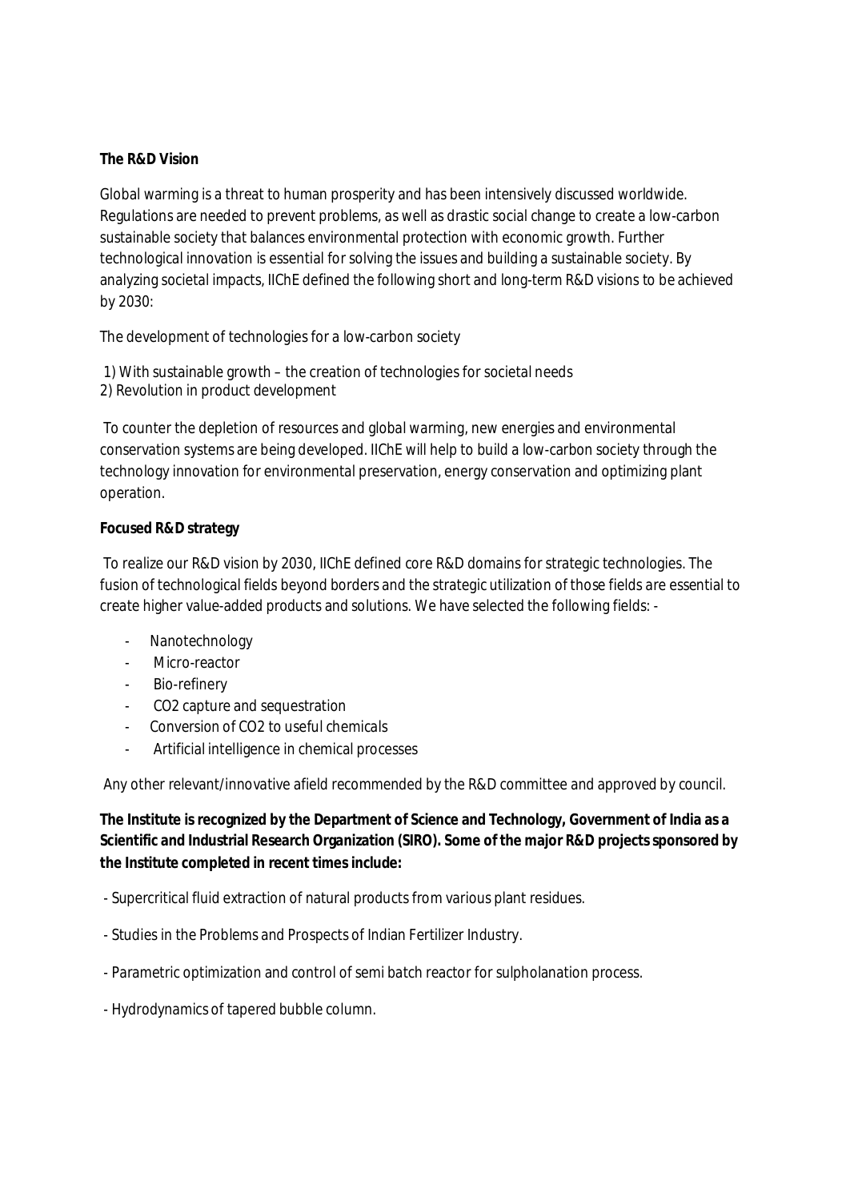**The R&D Vision**

Global warming is a threat to human prosperity and has been intensively discussed worldwide. Regulations are needed to prevent problems, as well as drastic social change to create a low-carbon sustainable society that balances environmental protection with economic growth. Further technological innovation is essential for solving the issues and building a sustainable society. By analyzing societal impacts, IIChE defined the following short and long-term R&D visions to be achieved by 2030:

The development of technologies for a low-carbon society

1) With sustainable growth – the creation of technologies for societal needs
2) Revolution in product development

To counter the depletion of resources and global warming, new energies and environmental conservation systems are being developed. IIChE will help to build a low-carbon society through the technology innovation for environmental preservation, energy conservation and optimizing plant operation.

**Focused R&D strategy**

To realize our R&D vision by 2030, IIChE defined core R&D domains for strategic technologies. The fusion of technological fields beyond borders and the strategic utilization of those fields are essential to create higher value-added products and solutions. We have selected the following fields: -

- Nanotechnology
- Micro-reactor
- Bio-refinery
- $CO_2$ capture and sequestration
- Conversion of $CO_2$ to useful chemicals
- Artificial intelligence in chemical processes

Any other relevant/innovative afield recommended by the R&D committee and approved by council.

**The Institute is recognized by the Department of Science and Technology, Government of India as a Scientific and Industrial Research Organization (SIRO). Some of the major R&D projects sponsored by the Institute completed in recent times include:**

- Supercritical fluid extraction of natural products from various plant residues.
- Studies in the Problems and Prospects of Indian Fertilizer Industry.
- Parametric optimization and control of semi batch reactor for sulpholanation process.
- Hydrodynamics of tapered bubble column.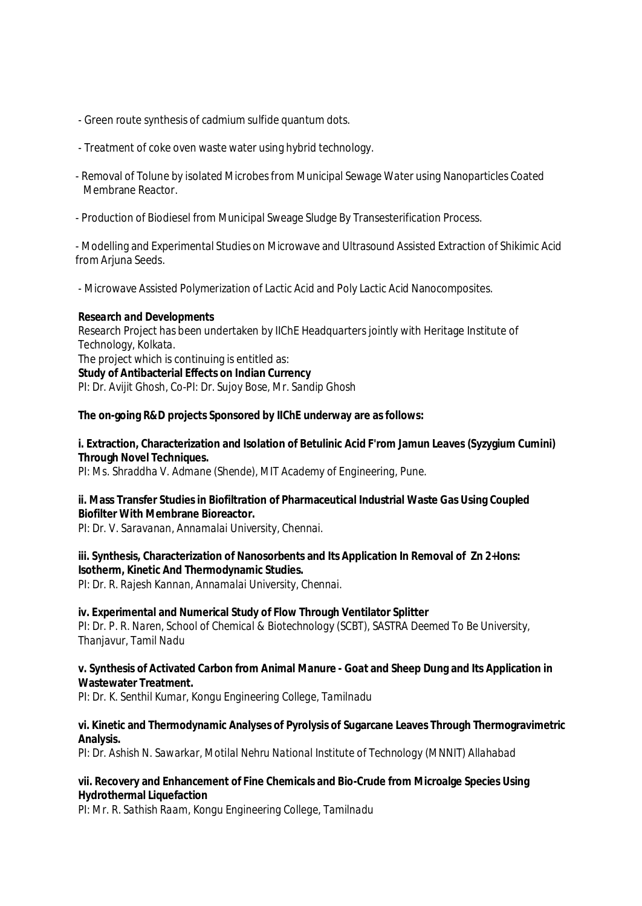- Green route synthesis of cadmium sulfide quantum dots.

- Treatment of coke oven waste water using hybrid technology.

- Removal of Tolune by isolated Microbes from Municipal Sewage Water using Nanoparticles Coated Membrane Reactor.

- Production of Biodiesel from Municipal Sweage Sludge By Transesterification Process.

- Modelling and Experimental Studies on Microwave and Ultrasound Assisted Extraction of Shikimic Acid from Arjuna Seeds.

- Microwave Assisted Polymerization of Lactic Acid and Poly Lactic Acid Nanocomposites.

**Research and Developments**

Research Project has been undertaken by IIChE Headquarters jointly with Heritage Institute of Technology, Kolkata.

The project which is continuing is entitled as:

**Study of Antibacterial Effects on Indian Currency**

PI: Dr. Avijit Ghosh, Co-PI: Dr. Sujoy Bose, Mr. Sandip Ghosh

**The on-going R&D projects Sponsored by IIChE underway are as follows:**

**i. Extraction, Characterization and Isolation of Betulinic Acid F'rom Jamun Leaves (Syzygium Cumini) Through Novel Techniques.**

PI: Ms. Shraddha V. Admane (Shende), MIT Academy of Engineering, Pune.

**ii. Mass Transfer Studies in Biofiltration of Pharmaceutical Industrial Waste Gas Using Coupled Biofilter With Membrane Bioreactor.**

PI: Dr. V. Saravanan, Annamalai University, Chennai.

**iii. Synthesis, Characterization of Nanosorbents and Its Application In Removal of $Zn^{2+}$ Ions: Isotherm, Kinetic And Thermodynamic Studies.**

PI: Dr. R. Rajesh Kannan, Annamalai University, Chennai.

**iv. Experimental and Numerical Study of Flow Through Ventilator Splitter**

PI: Dr. P. R. Naren, School of Chemical & Biotechnology (SCBT), SASTRA Deemed To Be University, Thanjavur, Tamil Nadu

**v. Synthesis of Activated Carbon from Animal Manure - Goat and Sheep Dung and Its Application in Wastewater Treatment.**

PI: Dr. K. Senthil Kumar, Kongu Engineering College, Tamilnadu

**vi. Kinetic and Thermodynamic Analyses of Pyrolysis of Sugarcane Leaves Through Thermogravimetric Analysis.**

PI: Dr. Ashish N. Sawarkar, Motilal Nehru National Institute of Technology (MNNIT) Allahabad

**vii. Recovery and Enhancement of Fine Chemicals and Bio-Crude from Microalge Species Using Hydrothermal Liquefaction**

PI: Mr. R. Sathish Raam, Kongu Engineering College, Tamilnadu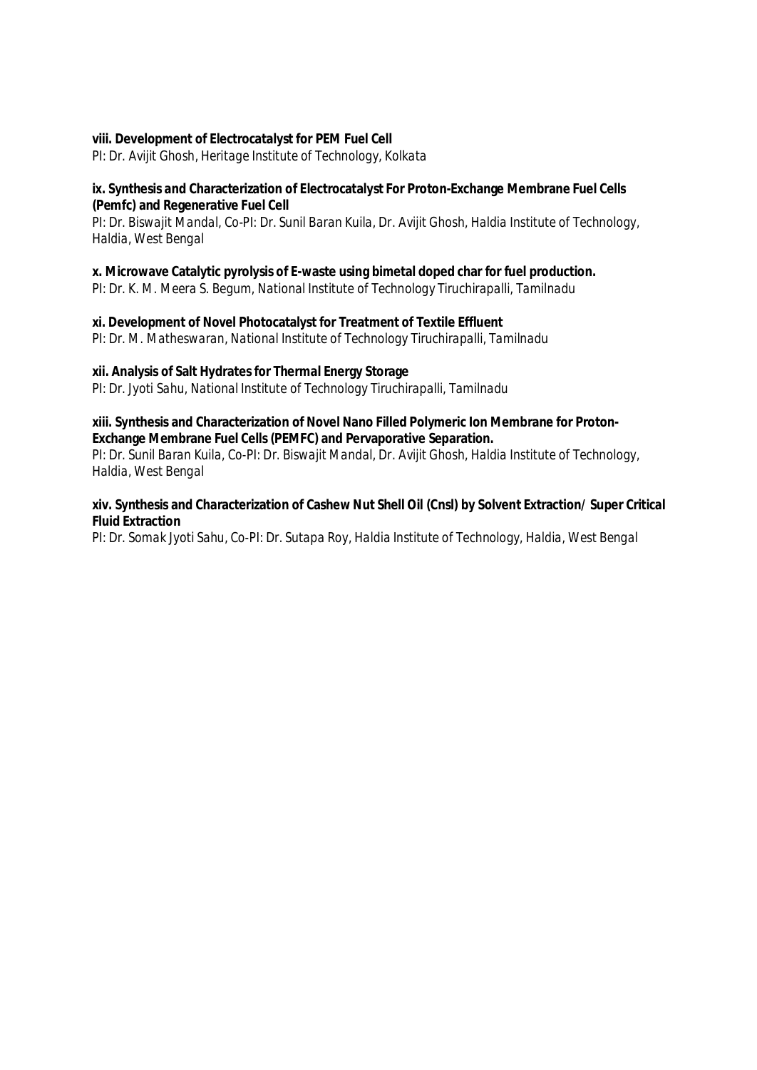**viii. Development of Electrocatalyst for PEM Fuel Cell**

*PI: Dr. Avijit Ghosh, Heritage Institute of Technology, Kolkata*

**ix. Synthesis and Characterization of Electrocatalyst For Proton-Exchange Membrane Fuel Cells (Pemfc) and Regenerative Fuel Cell**

*PI: Dr. Biswajit Mandal, Co-PI: Dr. Sunil Baran Kuila, Dr. Avijit Ghosh, Haldia Institute of Technology, Haldia, West Bengal*

**x. Microwave Catalytic pyrolysis of E-waste using bimetal doped char for fuel production.**

*PI: Dr. K. M. Meera S. Begum, National Institute of Technology Tiruchirapalli, Tamilnadu*

**xi. Development of Novel Photocatalyst for Treatment of Textile Effluent**

*PI: Dr. M. Matheswaran, National Institute of Technology Tiruchirapalli, Tamilnadu*

**xii. Analysis of Salt Hydrates for Thermal Energy Storage**

*PI: Dr. Jyoti Sahu, National Institute of Technology Tiruchirapalli, Tamilnadu*

**xiii. Synthesis and Characterization of Novel Nano Filled Polymeric Ion Membrane for Proton-Exchange Membrane Fuel Cells (PEMFC) and Pervaporative Separation.**

*PI: Dr. Sunil Baran Kuila, Co-PI: Dr. Biswajit Mandal, Dr. Avijit Ghosh, Haldia Institute of Technology, Haldia, West Bengal*

**xiv. Synthesis and Characterization of Cashew Nut Shell Oil (Cnsl) by Solvent Extraction/ Super Critical Fluid Extraction**

*PI: Dr. Somak Jyoti Sahu, Co-PI: Dr. Sutapa Roy, Haldia Institute of Technology, Haldia, West Bengal*